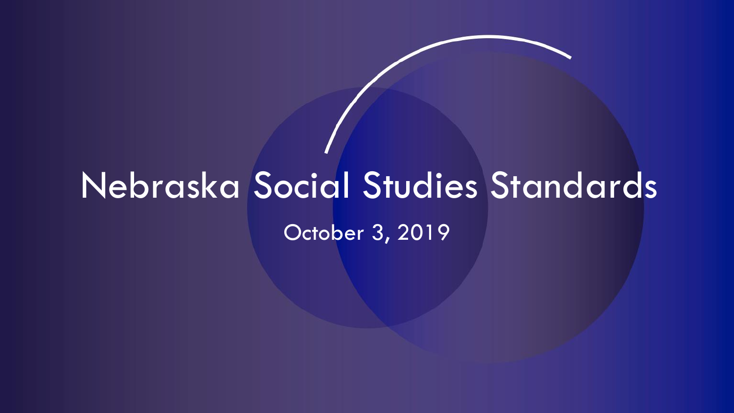# Nebraska Social Studies Standards

October 3, 2019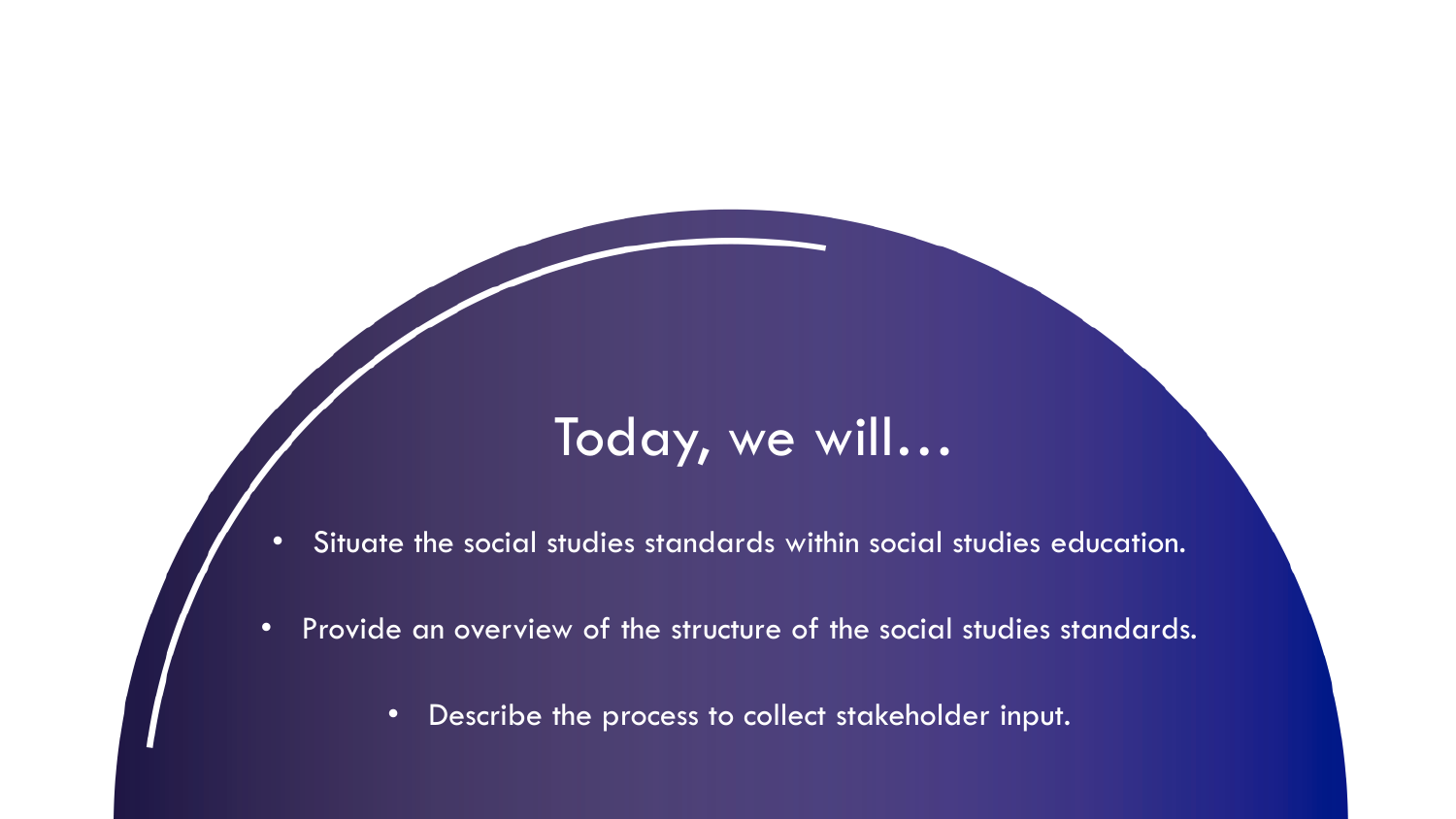# Today, we will…

- Situate the social studies standards within social studies education.
- Provide an overview of the structure of the social studies standards.
- Describe the process to collect stakeholder input.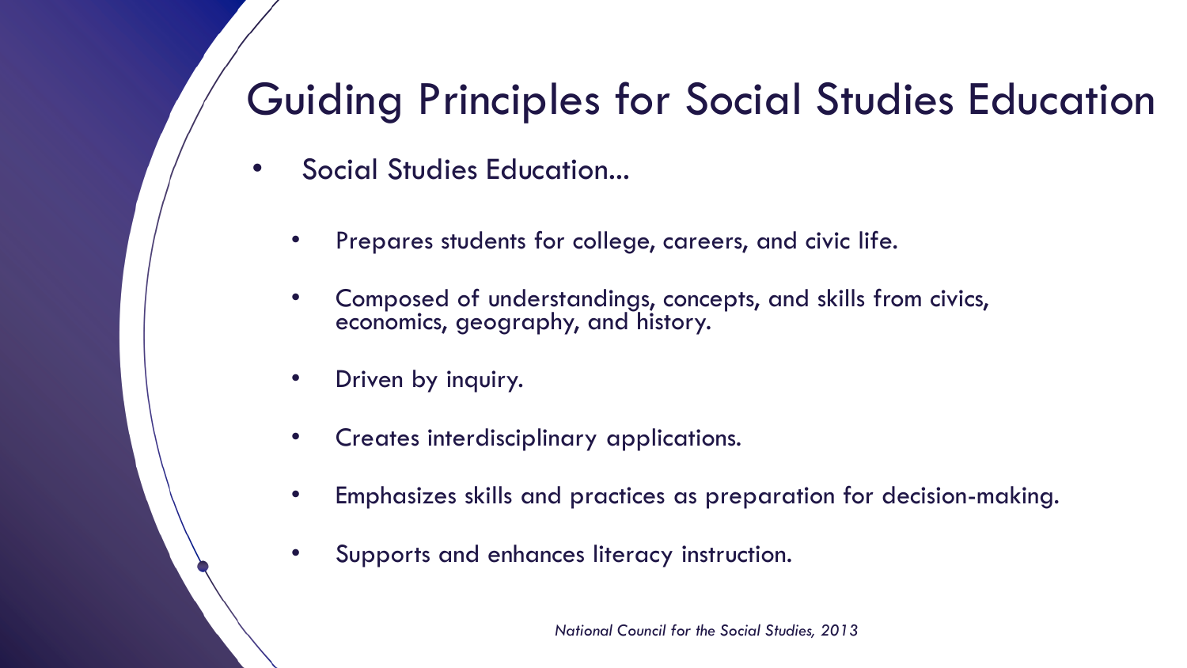# Guiding Principles for Social Studies Education

- Social Studies Education...
  - Prepares students for college, careers, and civic life.
  - Composed of understandings, concepts, and skills from civics, economics, geography, and history.
  - Driven by inquiry.
  - Creates interdisciplinary applications.
  - Emphasizes skills and practices as preparation for decision-making.
  - Supports and enhances literacy instruction.

*National Council for the Social Studies, 2013*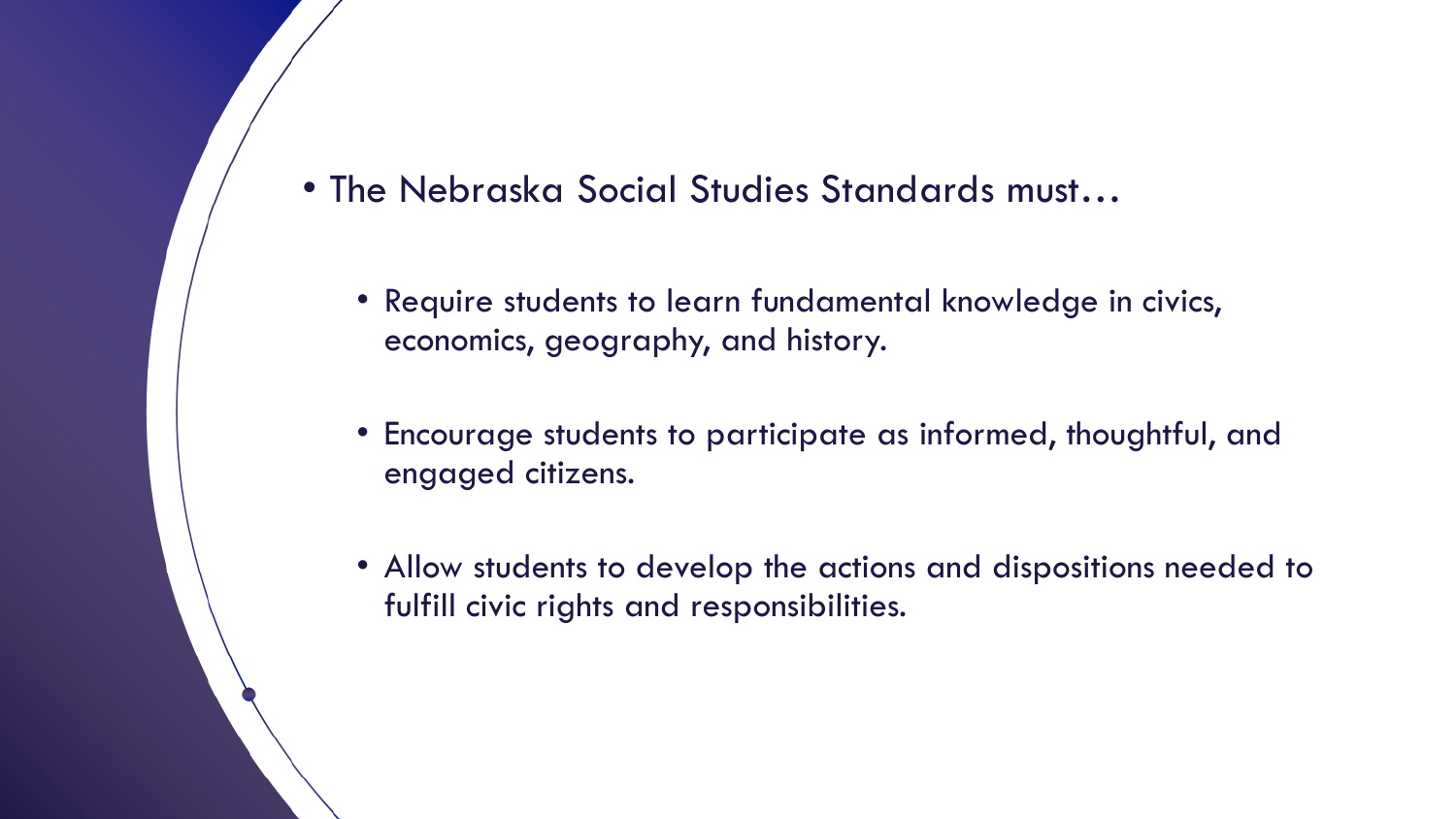- The Nebraska Social Studies Standards must…
  - Require students to learn fundamental knowledge in civics, economics, geography, and history.
  - Encourage students to participate as informed, thoughtful, and engaged citizens.
  - Allow students to develop the actions and dispositions needed to fulfill civic rights and responsibilities.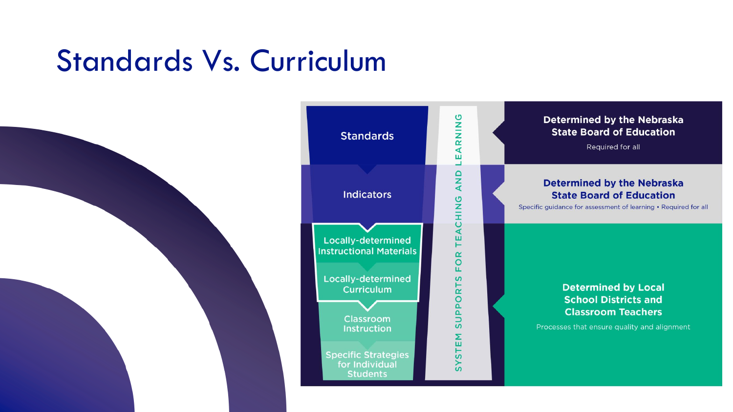# Standards Vs. Curriculum

| Level | Determined by |
| --- | --- |
| Standards | **Determined by the Nebraska State Board of Education**<br>Required for all |
| Indicators | **Determined by the Nebraska State Board of Education**<br>Specific guidance for assessment of learning • Required for all |
| Locally-determined Instructional Materials<br>Locally-determined Curriculum<br>Classroom Instruction<br>Specific Strategies for Individual Students | **Determined by Local School Districts and Classroom Teachers**<br>Processes that ensure quality and alignment |

SYSTEM SUPPORTS FOR TEACHING AND LEARNING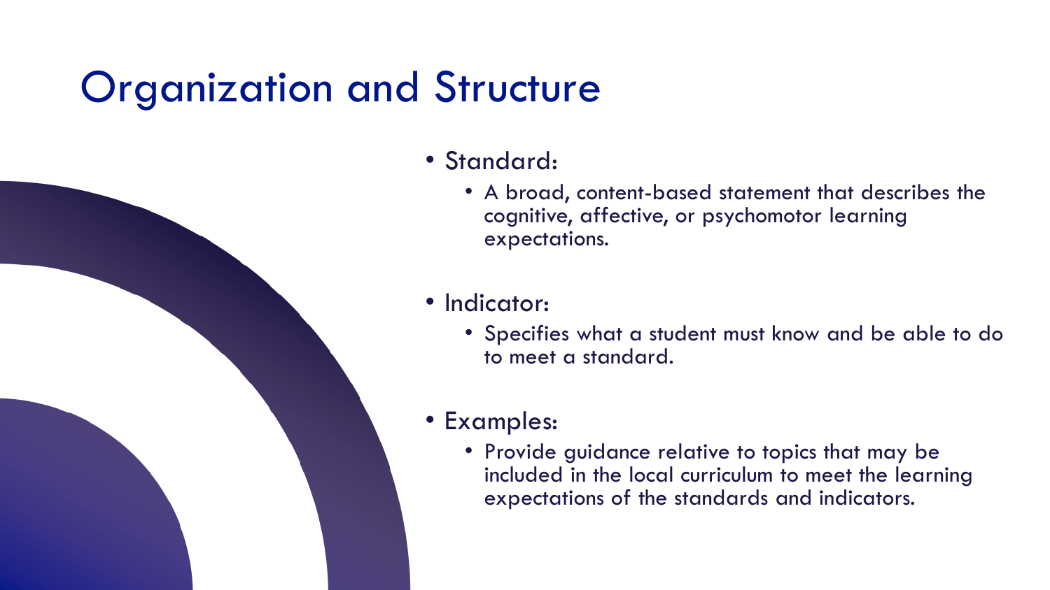# Organization and Structure

- Standard:
  - A broad, content-based statement that describes the cognitive, affective, or psychomotor learning expectations.
- Indicator:
  - Specifies what a student must know and be able to do to meet a standard.
- Examples:
  - Provide guidance relative to topics that may be included in the local curriculum to meet the learning expectations of the standards and indicators.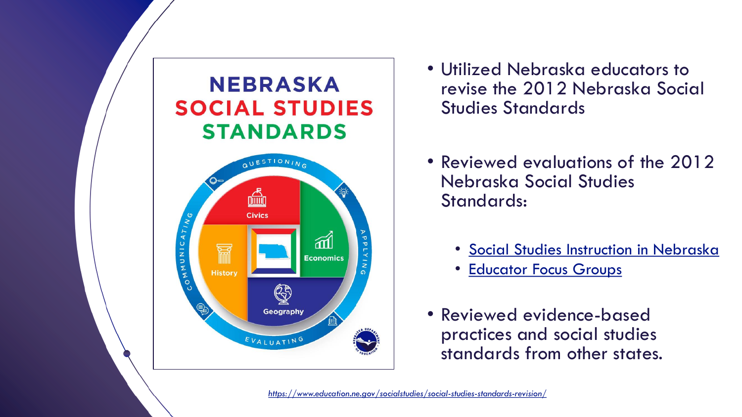- Utilized Nebraska educators to revise the 2012 Nebraska Social Studies Standards

- Reviewed evaluations of the 2012 Nebraska Social Studies Standards:
  - Social Studies Instruction in Nebraska
  - Educator Focus Groups

- Reviewed evidence-based practices and social studies standards from other states.

*https://www.education.ne.gov/socialstudies/social-studies-standards-revision/*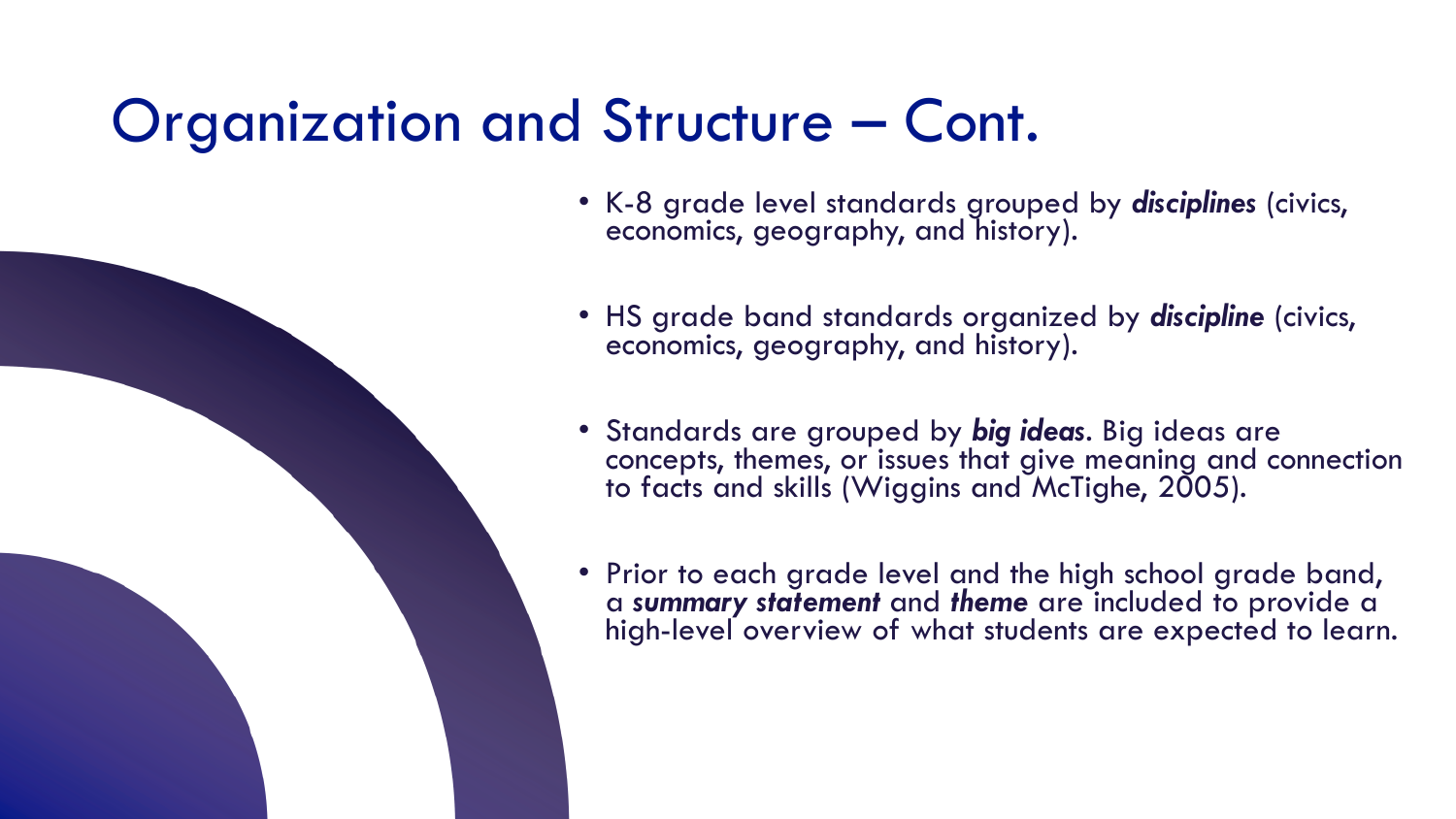# Organization and Structure – Cont.

- K-8 grade level standards grouped by ***disciplines*** (civics, economics, geography, and history).
- HS grade band standards organized by ***discipline*** (civics, economics, geography, and history).
- Standards are grouped by ***big ideas***. Big ideas are concepts, themes, or issues that give meaning and connection to facts and skills (Wiggins and McTighe, 2005).
- Prior to each grade level and the high school grade band, a ***summary statement*** and ***theme*** are included to provide a high-level overview of what students are expected to learn.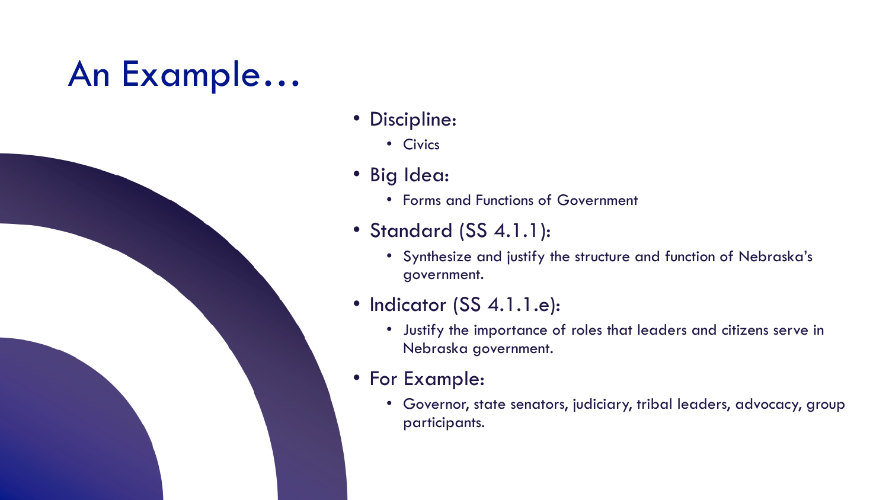# An Example…

- Discipline:
  - Civics
- Big Idea:
  - Forms and Functions of Government
- Standard (SS 4.1.1):
  - Synthesize and justify the structure and function of Nebraska's government.
- Indicator (SS 4.1.1.e):
  - Justify the importance of roles that leaders and citizens serve in Nebraska government.
- For Example:
  - Governor, state senators, judiciary, tribal leaders, advocacy, group participants.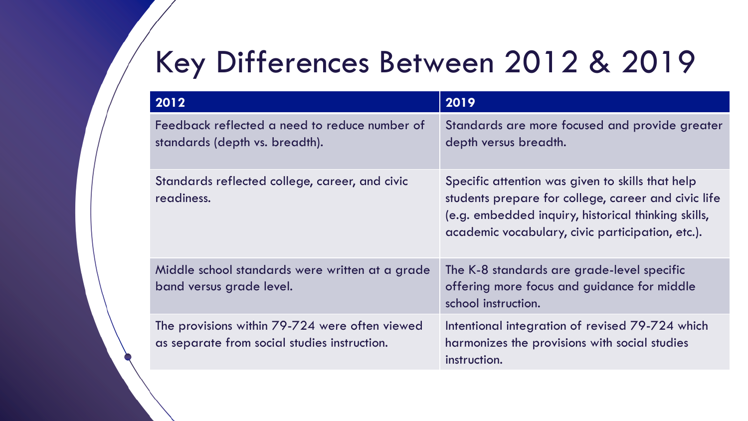# Key Differences Between 2012 & 2019

| 2012 | 2019 |
|---|---|
| Feedback reflected a need to reduce number of standards (depth vs. breadth). | Standards are more focused and provide greater depth versus breadth. |
| Standards reflected college, career, and civic readiness. | Specific attention was given to skills that help students prepare for college, career and civic life (e.g. embedded inquiry, historical thinking skills, academic vocabulary, civic participation, etc.). |
| Middle school standards were written at a grade band versus grade level. | The K-8 standards are grade-level specific offering more focus and guidance for middle school instruction. |
| The provisions within 79-724 were often viewed as separate from social studies instruction. | Intentional integration of revised 79-724 which harmonizes the provisions with social studies instruction. |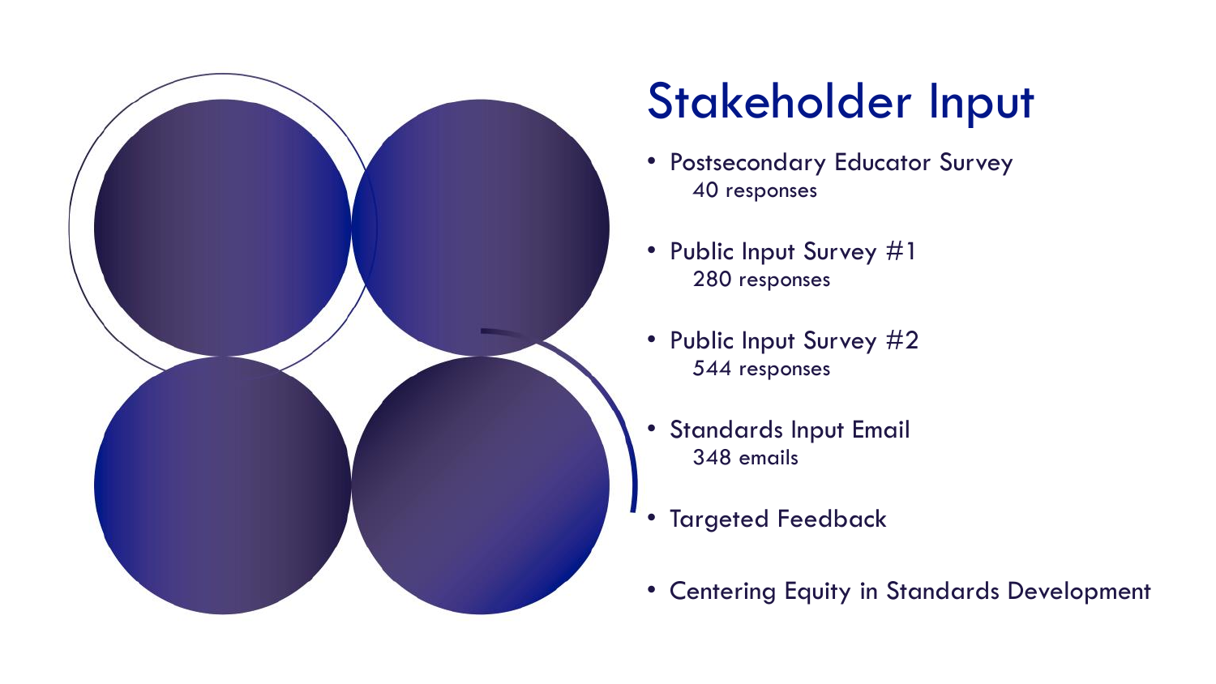# Stakeholder Input

- Postsecondary Educator Survey
  40 responses
- Public Input Survey #1
  280 responses
- Public Input Survey #2
  544 responses
- Standards Input Email
  348 emails
- Targeted Feedback
- Centering Equity in Standards Development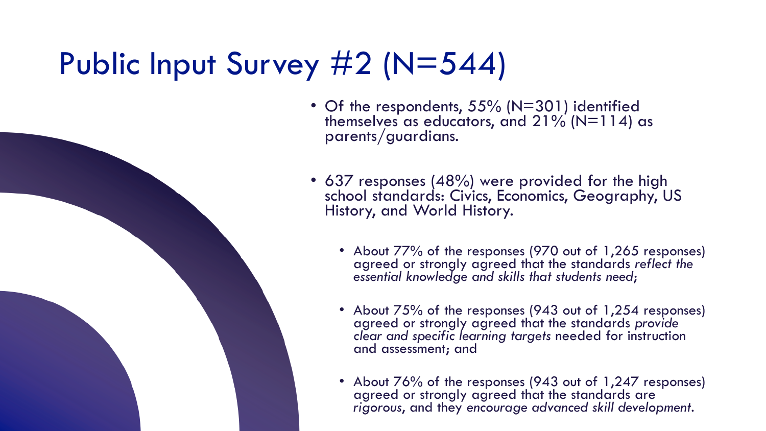# Public Input Survey #2 (N=544)

- Of the respondents, 55% (N=301) identified themselves as educators, and 21% (N=114) as parents/guardians.
- 637 responses (48%) were provided for the high school standards: Civics, Economics, Geography, US History, and World History.
  - About 77% of the responses (970 out of 1,265 responses) agreed or strongly agreed that the standards *reflect the essential knowledge and skills that students need*;
  - About 75% of the responses (943 out of 1,254 responses) agreed or strongly agreed that the standards *provide clear and specific learning targets* needed for instruction and assessment; and
  - About 76% of the responses (943 out of 1,247 responses) agreed or strongly agreed that the standards are *rigorous*, and they *encourage advanced skill development*.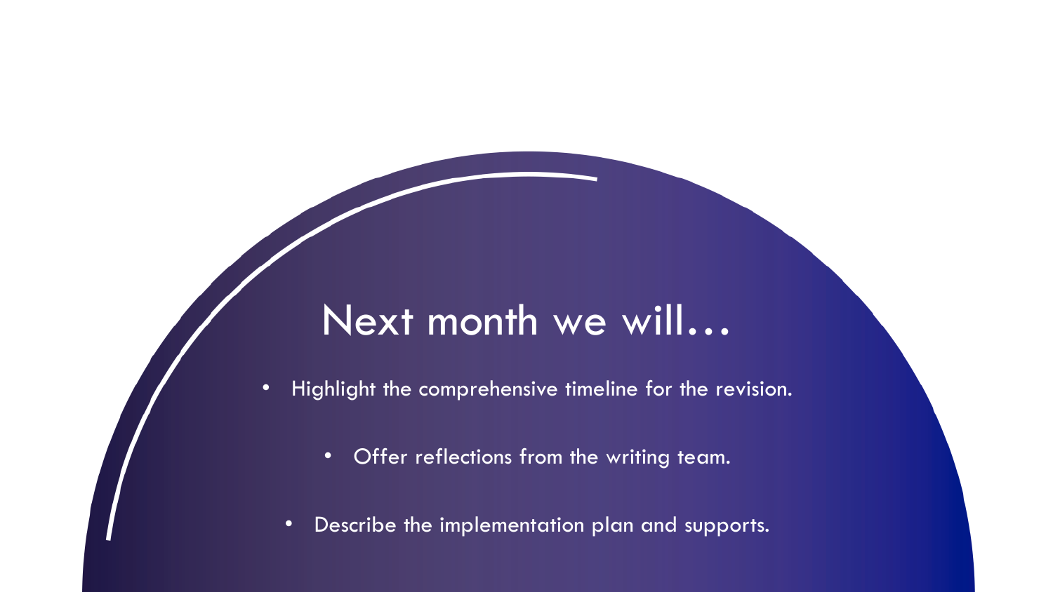# Next month we will…

- Highlight the comprehensive timeline for the revision.
- Offer reflections from the writing team.
- Describe the implementation plan and supports.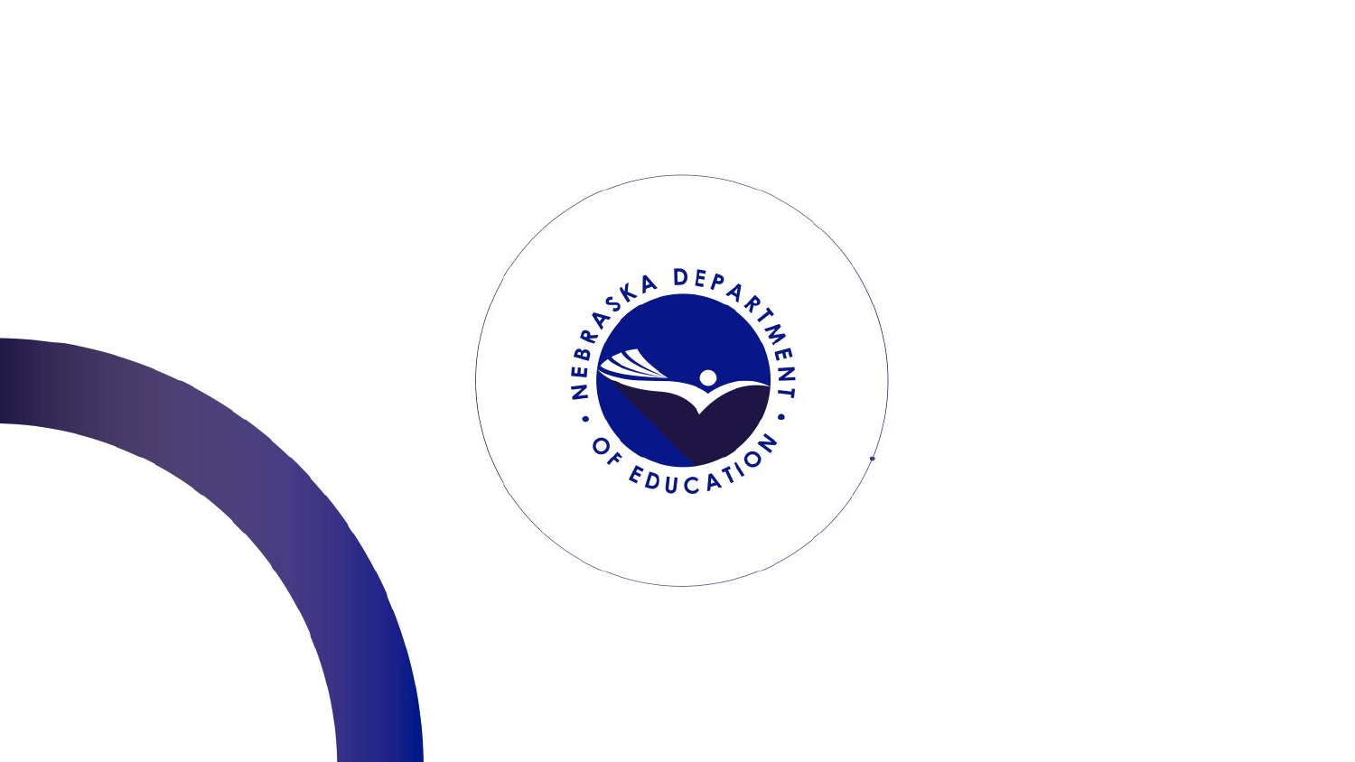NEBRASKA DEPARTMENT OF EDUCATION